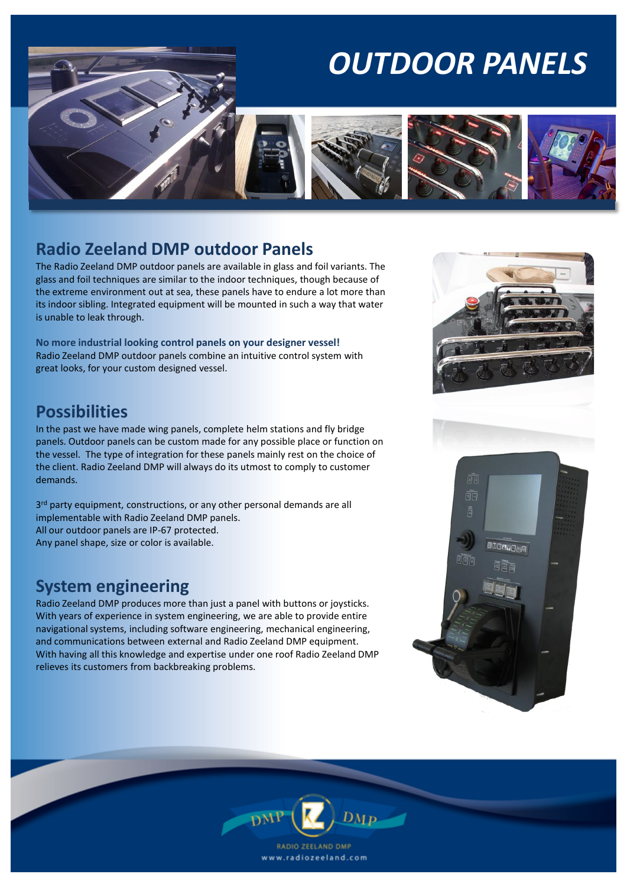# OUTDOOR PANELS

## Radio Zeeland DMP outdoor Panels

The Radio Zeeland DMP outdoor panels are available in glass and foil variants. The glass and foil techniques are similar to the indoor techniques, though because of the extreme environment out at sea, these panels have to endure a lot more than its indoor sibling. Integrated equipment will be mounted in such a way that water is unable to leak through.

**No more industrial looking control panels on your designer vessel!**
Radio Zeeland DMP outdoor panels combine an intuitive control system with great looks, for your custom designed vessel.

## Possibilities

In the past we have made wing panels, complete helm stations and fly bridge panels. Outdoor panels can be custom made for any possible place or function on the vessel. The type of integration for these panels mainly rest on the choice of the client. Radio Zeeland DMP will always do its utmost to comply to customer demands.

3rd party equipment, constructions, or any other personal demands are all implementable with Radio Zeeland DMP panels.
All our outdoor panels are IP-67 protected.
Any panel shape, size or color is available.

## System engineering

Radio Zeeland DMP produces more than just a panel with buttons or joysticks. With years of experience in system engineering, we are able to provide entire navigational systems, including software engineering, mechanical engineering, and communications between external and Radio Zeeland DMP equipment. With having all this knowledge and expertise under one roof Radio Zeeland DMP relieves its customers from backbreaking problems.

RADIO ZEELAND DMP
www.radiozeeland.com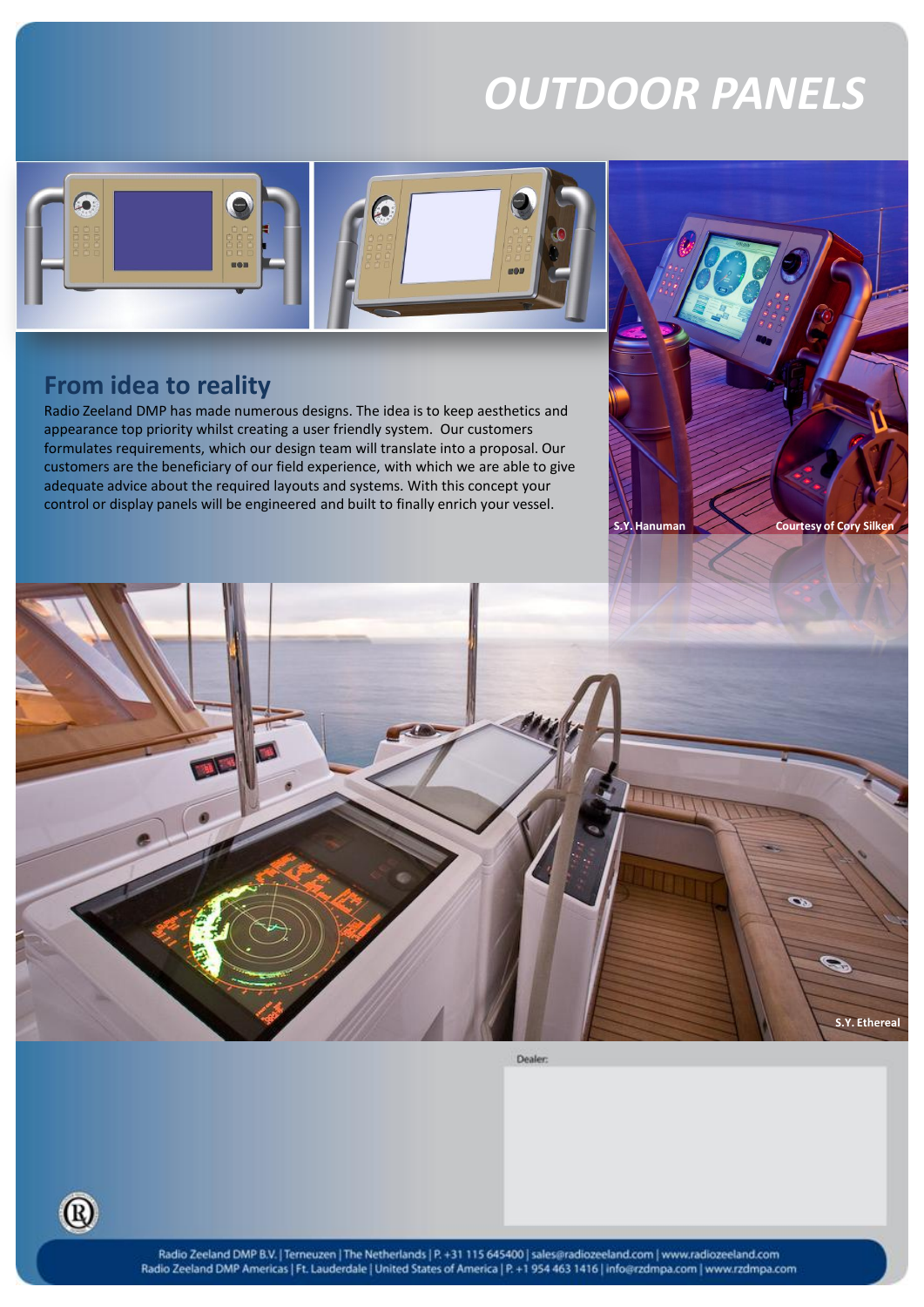# OUTDOOR PANELS

## From idea to reality

Radio Zeeland DMP has made numerous designs. The idea is to keep aesthetics and appearance top priority whilst creating a user friendly system. Our customers formulates requirements, which our design team will translate into a proposal. Our customers are the beneficiary of our field experience, with which we are able to give adequate advice about the required layouts and systems. With this concept your control or display panels will be engineered and built to finally enrich your vessel.

S.Y. Hanuman

Courtesy of Cory Silken

S.Y. Ethereal

Dealer:

Radio Zeeland DMP B.V. | Terneuzen | The Netherlands | P. +31 115 645400 | sales@radiozeeland.com | www.radiozeeland.com
Radio Zeeland DMP Americas | Ft. Lauderdale | United States of America | P. +1 954 463 1416 | info@rzdmpa.com | www.rzdmpa.com